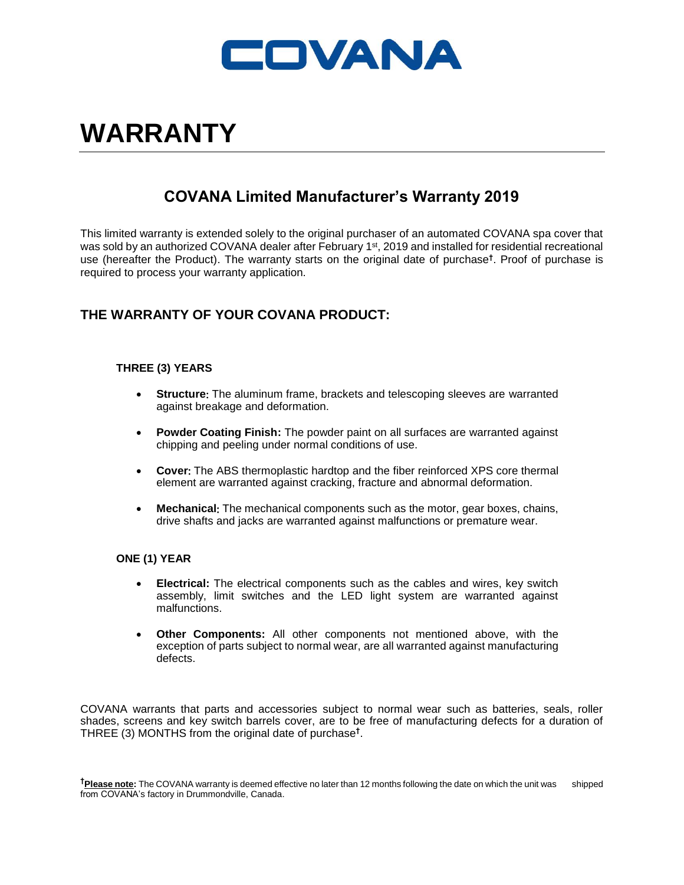# COVANA

# WARRANTY

## COVANA Limited Manufacturer's Warranty 2019

This limited warranty is extended solely to the original purchaser of an automated COVANA spa cover that was sold by an authorized COVANA dealer after February 1st, 2019 and installed for residential recreational use (hereafter the Product). The warranty starts on the original date of purchase†. Proof of purchase is required to process your warranty application.

## THE WARRANTY OF YOUR COVANA PRODUCT:

### THREE (3) YEARS

- **Structure:** The aluminum frame, brackets and telescoping sleeves are warranted against breakage and deformation.
- **Powder Coating Finish:** The powder paint on all surfaces are warranted against chipping and peeling under normal conditions of use.
- **Cover:** The ABS thermoplastic hardtop and the fiber reinforced XPS core thermal element are warranted against cracking, fracture and abnormal deformation.
- **Mechanical:** The mechanical components such as the motor, gear boxes, chains, drive shafts and jacks are warranted against malfunctions or premature wear.

### ONE (1) YEAR

- **Electrical:** The electrical components such as the cables and wires, key switch assembly, limit switches and the LED light system are warranted against malfunctions.
- **Other Components:** All other components not mentioned above, with the exception of parts subject to normal wear, are all warranted against manufacturing defects.

COVANA warrants that parts and accessories subject to normal wear such as batteries, seals, roller shades, screens and key switch barrels cover, are to be free of manufacturing defects for a duration of THREE (3) MONTHS from the original date of purchase†.

†**Please note:** The COVANA warranty is deemed effective no later than 12 months following the date on which the unit was shipped from COVANA's factory in Drummondville, Canada.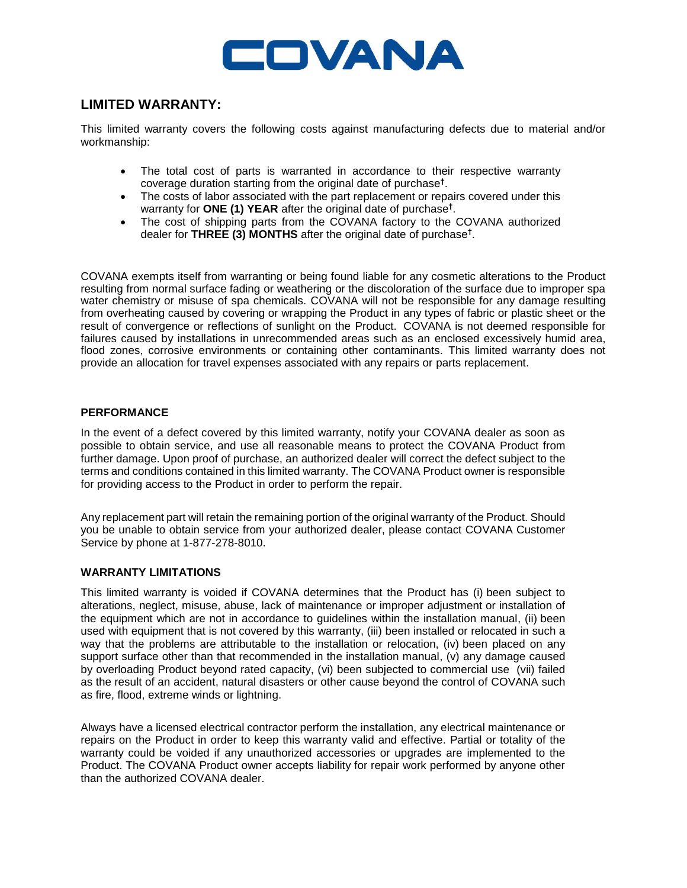# COVANA

## LIMITED WARRANTY:

This limited warranty covers the following costs against manufacturing defects due to material and/or workmanship:

- The total cost of parts is warranted in accordance to their respective warranty coverage duration starting from the original date of purchase[†].
- The costs of labor associated with the part replacement or repairs covered under this warranty for **ONE (1) YEAR** after the original date of purchase[†].
- The cost of shipping parts from the COVANA factory to the COVANA authorized dealer for **THREE (3) MONTHS** after the original date of purchase[†].

COVANA exempts itself from warranting or being found liable for any cosmetic alterations to the Product resulting from normal surface fading or weathering or the discoloration of the surface due to improper spa water chemistry or misuse of spa chemicals. COVANA will not be responsible for any damage resulting from overheating caused by covering or wrapping the Product in any types of fabric or plastic sheet or the result of convergence or reflections of sunlight on the Product. COVANA is not deemed responsible for failures caused by installations in unrecommended areas such as an enclosed excessively humid area, flood zones, corrosive environments or containing other contaminants. This limited warranty does not provide an allocation for travel expenses associated with any repairs or parts replacement.

### PERFORMANCE

In the event of a defect covered by this limited warranty, notify your COVANA dealer as soon as possible to obtain service, and use all reasonable means to protect the COVANA Product from further damage. Upon proof of purchase, an authorized dealer will correct the defect subject to the terms and conditions contained in this limited warranty. The COVANA Product owner is responsible for providing access to the Product in order to perform the repair.

Any replacement part will retain the remaining portion of the original warranty of the Product. Should you be unable to obtain service from your authorized dealer, please contact COVANA Customer Service by phone at 1-877-278-8010.

### WARRANTY LIMITATIONS

This limited warranty is voided if COVANA determines that the Product has (i) been subject to alterations, neglect, misuse, abuse, lack of maintenance or improper adjustment or installation of the equipment which are not in accordance to guidelines within the installation manual, (ii) been used with equipment that is not covered by this warranty, (iii) been installed or relocated in such a way that the problems are attributable to the installation or relocation, (iv) been placed on any support surface other than that recommended in the installation manual, (v) any damage caused by overloading Product beyond rated capacity, (vi) been subjected to commercial use (vii) failed as the result of an accident, natural disasters or other cause beyond the control of COVANA such as fire, flood, extreme winds or lightning.

Always have a licensed electrical contractor perform the installation, any electrical maintenance or repairs on the Product in order to keep this warranty valid and effective. Partial or totality of the warranty could be voided if any unauthorized accessories or upgrades are implemented to the Product. The COVANA Product owner accepts liability for repair work performed by anyone other than the authorized COVANA dealer.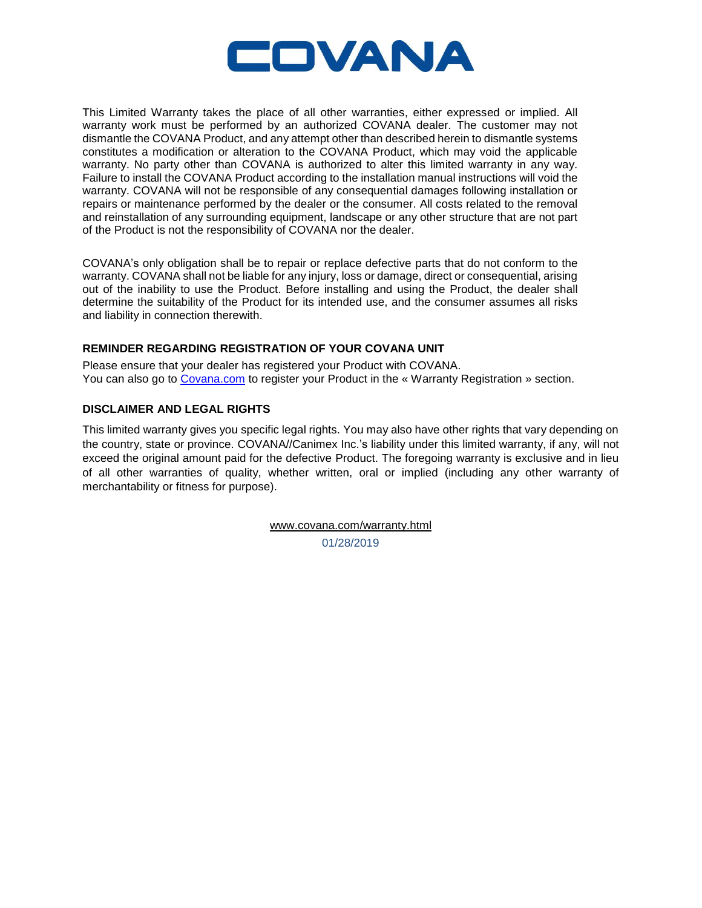# COVANA

This Limited Warranty takes the place of all other warranties, either expressed or implied. All warranty work must be performed by an authorized COVANA dealer. The customer may not dismantle the COVANA Product, and any attempt other than described herein to dismantle systems constitutes a modification or alteration to the COVANA Product, which may void the applicable warranty. No party other than COVANA is authorized to alter this limited warranty in any way. Failure to install the COVANA Product according to the installation manual instructions will void the warranty. COVANA will not be responsible of any consequential damages following installation or repairs or maintenance performed by the dealer or the consumer. All costs related to the removal and reinstallation of any surrounding equipment, landscape or any other structure that are not part of the Product is not the responsibility of COVANA nor the dealer.

COVANA's only obligation shall be to repair or replace defective parts that do not conform to the warranty. COVANA shall not be liable for any injury, loss or damage, direct or consequential, arising out of the inability to use the Product. Before installing and using the Product, the dealer shall determine the suitability of the Product for its intended use, and the consumer assumes all risks and liability in connection therewith.

**REMINDER REGARDING REGISTRATION OF YOUR COVANA UNIT**

Please ensure that your dealer has registered your Product with COVANA.
You can also go to Covana.com to register your Product in the « Warranty Registration » section.

**DISCLAIMER AND LEGAL RIGHTS**

This limited warranty gives you specific legal rights. You may also have other rights that vary depending on the country, state or province. COVANA//Canimex Inc.'s liability under this limited warranty, if any, will not exceed the original amount paid for the defective Product. The foregoing warranty is exclusive and in lieu of all other warranties of quality, whether written, oral or implied (including any other warranty of merchantability or fitness for purpose).

www.covana.com/warranty.html

01/28/2019